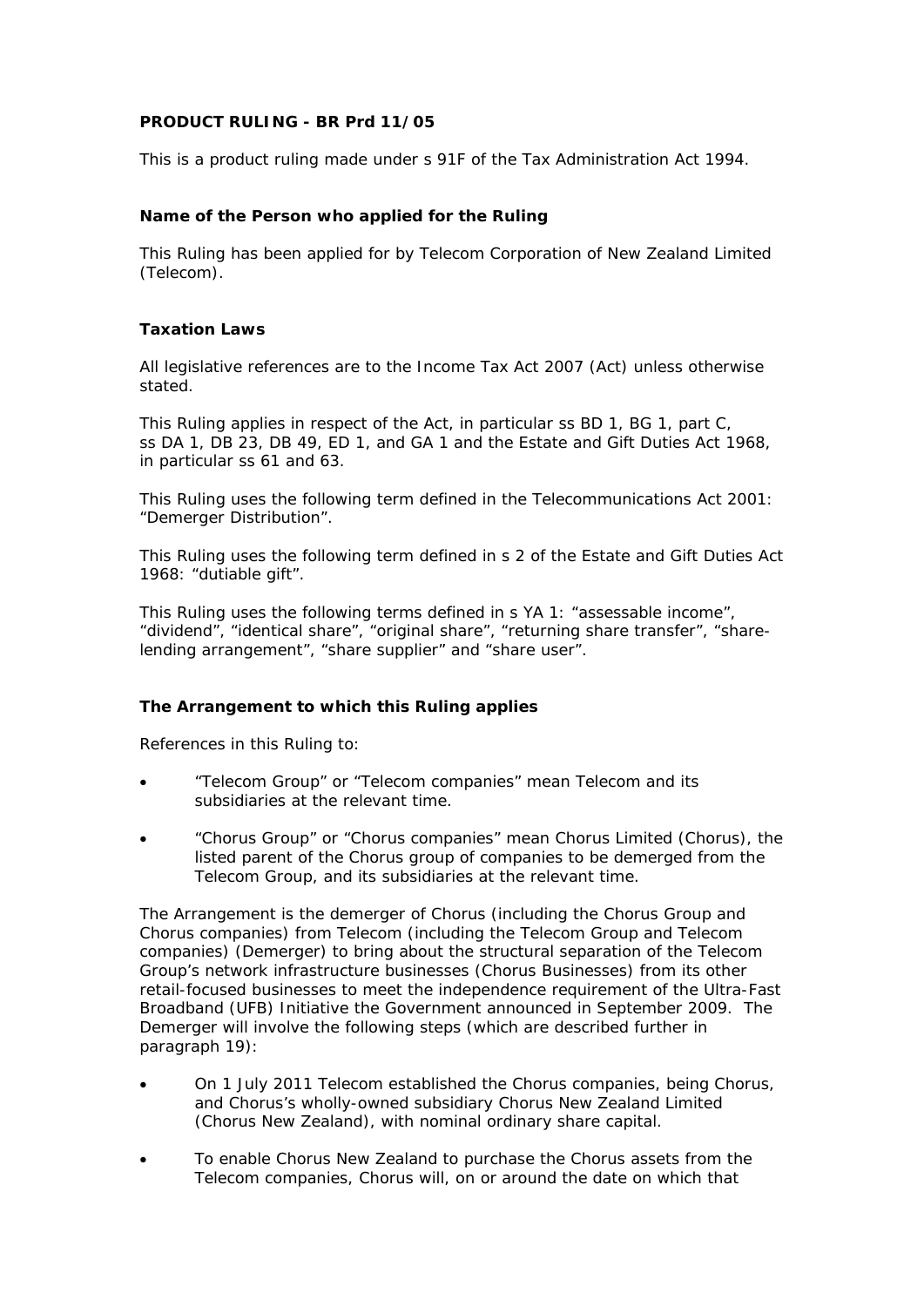**PRODUCT RULING - BR Prd 11/05**

This is a product ruling made under s 91F of the Tax Administration Act 1994.

**Name of the Person who applied for the Ruling**

This Ruling has been applied for by Telecom Corporation of New Zealand Limited (Telecom).

**Taxation Laws**

All legislative references are to the Income Tax Act 2007 (Act) unless otherwise stated.

This Ruling applies in respect of the Act, in particular ss BD 1, BG 1, part C, ss DA 1, DB 23, DB 49, ED 1, and GA 1 and the Estate and Gift Duties Act 1968, in particular ss 61 and 63.

This Ruling uses the following term defined in the Telecommunications Act 2001: "Demerger Distribution".

This Ruling uses the following term defined in s 2 of the Estate and Gift Duties Act 1968: "dutiable gift".

This Ruling uses the following terms defined in s YA 1: "assessable income", "dividend", "identical share", "original share", "returning share transfer", "share-lending arrangement", "share supplier" and "share user".

**The Arrangement to which this Ruling applies**

References in this Ruling to:

- "Telecom Group" or "Telecom companies" mean Telecom and its subsidiaries at the relevant time.
- "Chorus Group" or "Chorus companies" mean Chorus Limited (Chorus), the listed parent of the Chorus group of companies to be demerged from the Telecom Group, and its subsidiaries at the relevant time.

The Arrangement is the demerger of Chorus (including the Chorus Group and Chorus companies) from Telecom (including the Telecom Group and Telecom companies) (Demerger) to bring about the structural separation of the Telecom Group's network infrastructure businesses (Chorus Businesses) from its other retail-focused businesses to meet the independence requirement of the Ultra-Fast Broadband (UFB) Initiative the Government announced in September 2009. The Demerger will involve the following steps (which are described further in paragraph 19):

- On 1 July 2011 Telecom established the Chorus companies, being Chorus, and Chorus's wholly-owned subsidiary Chorus New Zealand Limited (Chorus New Zealand), with nominal ordinary share capital.
- To enable Chorus New Zealand to purchase the Chorus assets from the Telecom companies, Chorus will, on or around the date on which that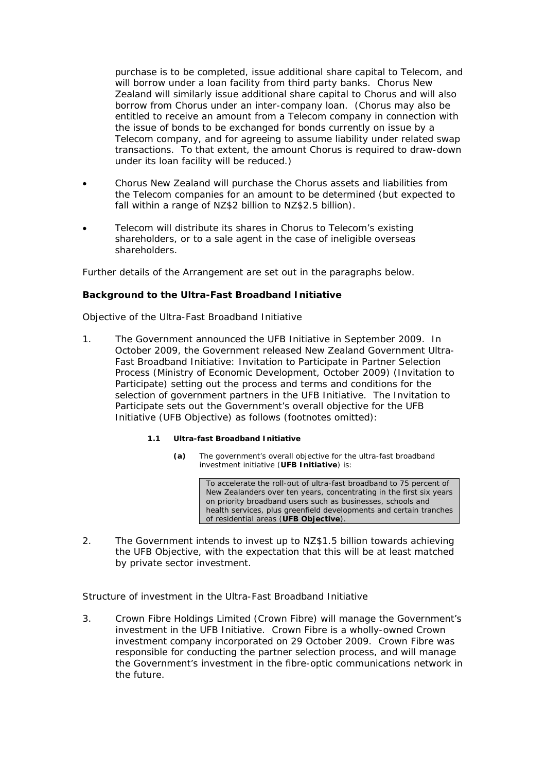purchase is to be completed, issue additional share capital to Telecom, and will borrow under a loan facility from third party banks. Chorus New Zealand will similarly issue additional share capital to Chorus and will also borrow from Chorus under an inter-company loan. (Chorus may also be entitled to receive an amount from a Telecom company in connection with the issue of bonds to be exchanged for bonds currently on issue by a Telecom company, and for agreeing to assume liability under related swap transactions. To that extent, the amount Chorus is required to draw-down under its loan facility will be reduced.)

- Chorus New Zealand will purchase the Chorus assets and liabilities from the Telecom companies for an amount to be determined (but expected to fall within a range of NZ$2 billion to NZ$2.5 billion).
- Telecom will distribute its shares in Chorus to Telecom's existing shareholders, or to a sale agent in the case of ineligible overseas shareholders.

Further details of the Arrangement are set out in the paragraphs below.

**Background to the Ultra-Fast Broadband Initiative**

Objective of the Ultra-Fast Broadband Initiative

1. The Government announced the UFB Initiative in September 2009. In October 2009, the Government released New Zealand Government Ultra-Fast Broadband Initiative: Invitation to Participate in Partner Selection Process (Ministry of Economic Development, October 2009) (Invitation to Participate) setting out the process and terms and conditions for the selection of government partners in the UFB Initiative. The Invitation to Participate sets out the Government's overall objective for the UFB Initiative (UFB Objective) as follows (footnotes omitted):

   **1.1 Ultra-fast Broadband Initiative**

   **(a)** The government's overall objective for the ultra-fast broadband investment initiative (**UFB Initiative**) is:

   > To accelerate the roll-out of ultra-fast broadband to 75 percent of New Zealanders over ten years, concentrating in the first six years on priority broadband users such as businesses, schools and health services, plus greenfield developments and certain tranches of residential areas (**UFB Objective**).

2. The Government intends to invest up to NZ$1.5 billion towards achieving the UFB Objective, with the expectation that this will be at least matched by private sector investment.

Structure of investment in the Ultra-Fast Broadband Initiative

3. Crown Fibre Holdings Limited (Crown Fibre) will manage the Government's investment in the UFB Initiative. Crown Fibre is a wholly-owned Crown investment company incorporated on 29 October 2009. Crown Fibre was responsible for conducting the partner selection process, and will manage the Government's investment in the fibre-optic communications network in the future.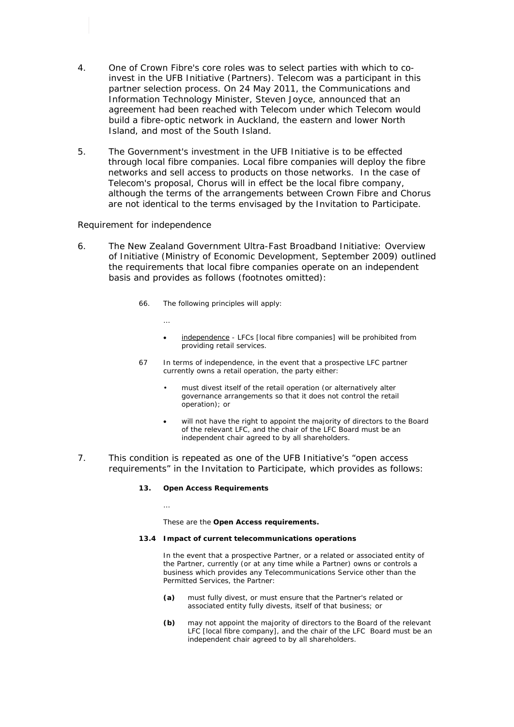4. One of Crown Fibre's core roles was to select parties with which to co-invest in the UFB Initiative (Partners). Telecom was a participant in this partner selection process. On 24 May 2011, the Communications and Information Technology Minister, Steven Joyce, announced that an agreement had been reached with Telecom under which Telecom would build a fibre-optic network in Auckland, the eastern and lower North Island, and most of the South Island.

5. The Government's investment in the UFB Initiative is to be effected through local fibre companies. Local fibre companies will deploy the fibre networks and sell access to products on those networks. In the case of Telecom's proposal, Chorus will in effect be the local fibre company, although the terms of the arrangements between Crown Fibre and Chorus are not identical to the terms envisaged by the Invitation to Participate.

*Requirement for independence*

6. The New Zealand Government Ultra-Fast Broadband Initiative: Overview of Initiative (Ministry of Economic Development, September 2009) outlined the requirements that local fibre companies operate on an independent basis and provides as follows (footnotes omitted):

> 66. The following principles will apply:
>
> …
>
> - independence - LFCs [local fibre companies] will be prohibited from providing retail services.
>
> 67 In terms of independence, in the event that a prospective LFC partner currently owns a retail operation, the party either:
>
> - must divest itself of the retail operation (or alternatively alter governance arrangements so that it does not control the retail operation); or
>
> - will not have the right to appoint the majority of directors to the Board of the relevant LFC, and the chair of the LFC Board must be an independent chair agreed to by all shareholders.

7. This condition is repeated as one of the UFB Initiative's "open access requirements" in the Invitation to Participate, which provides as follows:

> **13. Open Access Requirements**
>
> …
>
> These are the **Open Access requirements.**
>
> **13.4 Impact of current telecommunications operations**
>
> In the event that a prospective Partner, or a related or associated entity of the Partner, currently (or at any time while a Partner) owns or controls a business which provides any Telecommunications Service other than the Permitted Services, the Partner:
>
> **(a)** must fully divest, or must ensure that the Partner's related or associated entity fully divests, itself of that business; or
>
> **(b)** may not appoint the majority of directors to the Board of the relevant LFC [local fibre company], and the chair of the LFC Board must be an independent chair agreed to by all shareholders.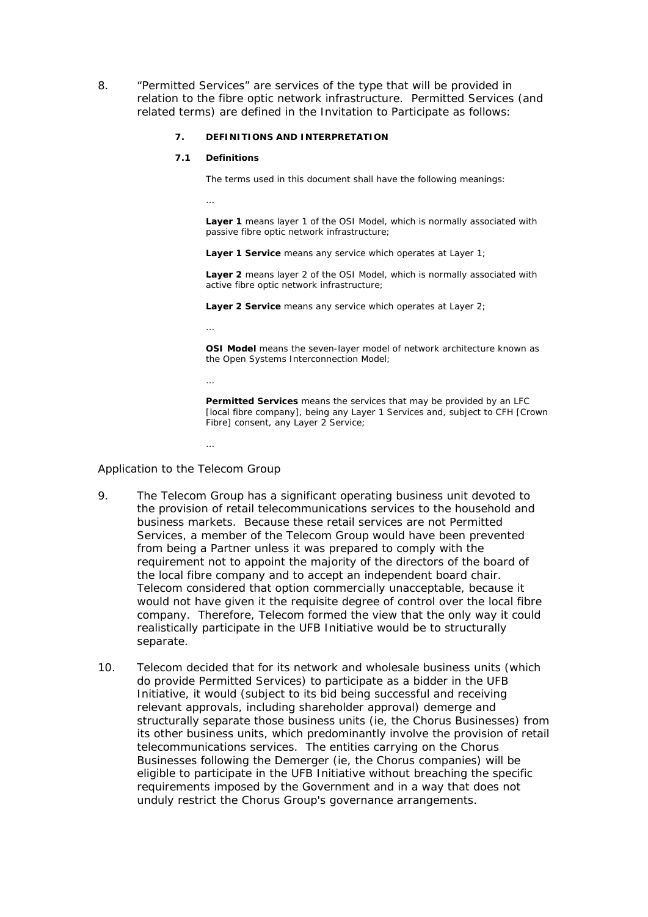8. "Permitted Services" are services of the type that will be provided in relation to the fibre optic network infrastructure. Permitted Services (and related terms) are defined in the Invitation to Participate as follows:

> **7. DEFINITIONS AND INTERPRETATION**
>
> **7.1 Definitions**
>
> The terms used in this document shall have the following meanings:
>
> …
>
> **Layer 1** means layer 1 of the OSI Model, which is normally associated with passive fibre optic network infrastructure;
>
> **Layer 1 Service** means any service which operates at Layer 1;
>
> **Layer 2** means layer 2 of the OSI Model, which is normally associated with active fibre optic network infrastructure;
>
> **Layer 2 Service** means any service which operates at Layer 2;
>
> …
>
> **OSI Model** means the seven-layer model of network architecture known as the Open Systems Interconnection Model;
>
> …
>
> **Permitted Services** means the services that may be provided by an LFC [local fibre company], being any Layer 1 Services and, subject to CFH [Crown Fibre] consent, any Layer 2 Service;
>
> …

Application to the Telecom Group

9. The Telecom Group has a significant operating business unit devoted to the provision of retail telecommunications services to the household and business markets. Because these retail services are not Permitted Services, a member of the Telecom Group would have been prevented from being a Partner unless it was prepared to comply with the requirement not to appoint the majority of the directors of the board of the local fibre company and to accept an independent board chair. Telecom considered that option commercially unacceptable, because it would not have given it the requisite degree of control over the local fibre company. Therefore, Telecom formed the view that the only way it could realistically participate in the UFB Initiative would be to structurally separate.

10. Telecom decided that for its network and wholesale business units (which do provide Permitted Services) to participate as a bidder in the UFB Initiative, it would (subject to its bid being successful and receiving relevant approvals, including shareholder approval) demerge and structurally separate those business units (ie, the Chorus Businesses) from its other business units, which predominantly involve the provision of retail telecommunications services. The entities carrying on the Chorus Businesses following the Demerger (ie, the Chorus companies) will be eligible to participate in the UFB Initiative without breaching the specific requirements imposed by the Government and in a way that does not unduly restrict the Chorus Group's governance arrangements.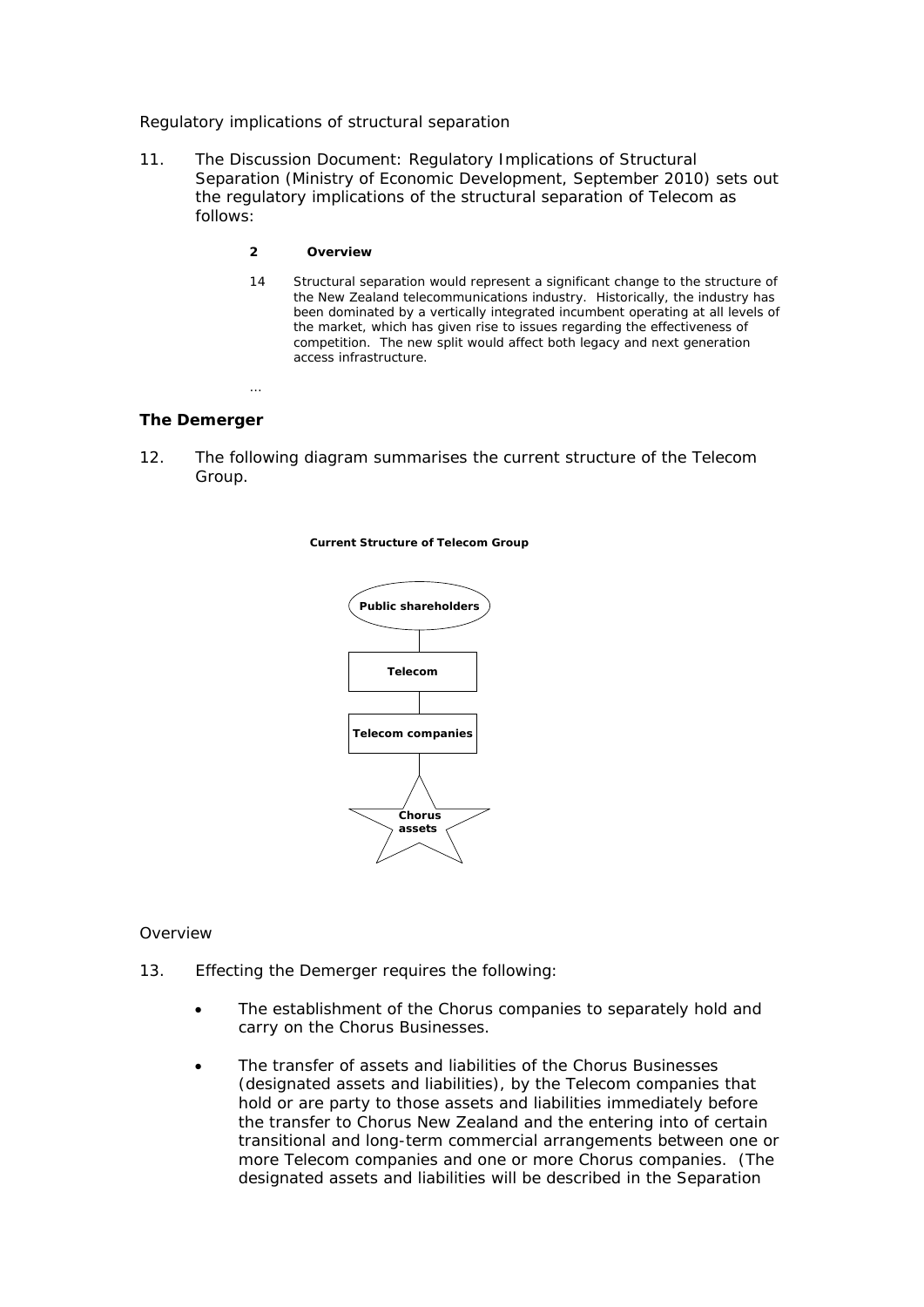Regulatory implications of structural separation

11. The Discussion Document: Regulatory Implications of Structural Separation (Ministry of Economic Development, September 2010) sets out the regulatory implications of the structural separation of Telecom as follows:

> **2 Overview**
>
> 14 Structural separation would represent a significant change to the structure of the New Zealand telecommunications industry. Historically, the industry has been dominated by a vertically integrated incumbent operating at all levels of the market, which has given rise to issues regarding the effectiveness of competition. The new split would affect both legacy and next generation access infrastructure.
>
> …

## The Demerger

12. The following diagram summarises the current structure of the Telecom Group.

**Current Structure of Telecom Group**

Public shareholders → Telecom → Telecom companies → Chorus assets

Overview

13. Effecting the Demerger requires the following:

- The establishment of the Chorus companies to separately hold and carry on the Chorus Businesses.
- The transfer of assets and liabilities of the Chorus Businesses (designated assets and liabilities), by the Telecom companies that hold or are party to those assets and liabilities immediately before the transfer to Chorus New Zealand and the entering into of certain transitional and long-term commercial arrangements between one or more Telecom companies and one or more Chorus companies. (The designated assets and liabilities will be described in the Separation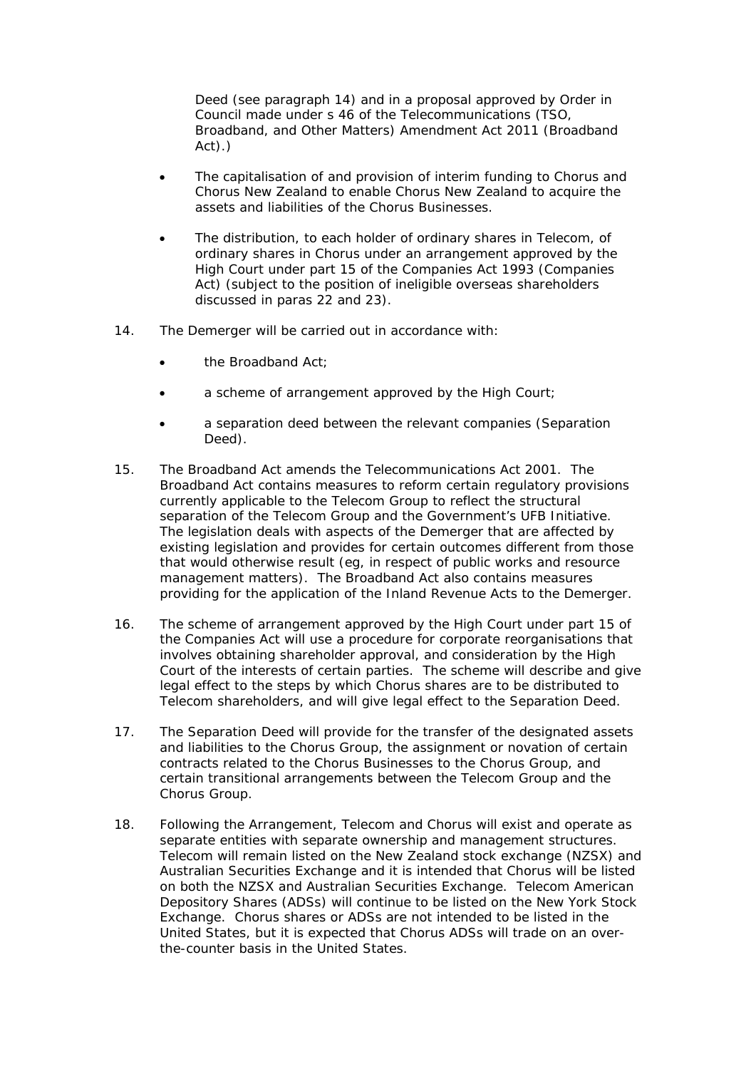Deed (see paragraph 14) and in a proposal approved by Order in Council made under s 46 of the Telecommunications (TSO, Broadband, and Other Matters) Amendment Act 2011 (Broadband Act).)

- The capitalisation of and provision of interim funding to Chorus and Chorus New Zealand to enable Chorus New Zealand to acquire the assets and liabilities of the Chorus Businesses.
- The distribution, to each holder of ordinary shares in Telecom, of ordinary shares in Chorus under an arrangement approved by the High Court under part 15 of the Companies Act 1993 (Companies Act) (subject to the position of ineligible overseas shareholders discussed in paras 22 and 23).

14. The Demerger will be carried out in accordance with:
    - the Broadband Act;
    - a scheme of arrangement approved by the High Court;
    - a separation deed between the relevant companies (Separation Deed).

15. The Broadband Act amends the Telecommunications Act 2001. The Broadband Act contains measures to reform certain regulatory provisions currently applicable to the Telecom Group to reflect the structural separation of the Telecom Group and the Government's UFB Initiative. The legislation deals with aspects of the Demerger that are affected by existing legislation and provides for certain outcomes different from those that would otherwise result (eg, in respect of public works and resource management matters). The Broadband Act also contains measures providing for the application of the Inland Revenue Acts to the Demerger.

16. The scheme of arrangement approved by the High Court under part 15 of the Companies Act will use a procedure for corporate reorganisations that involves obtaining shareholder approval, and consideration by the High Court of the interests of certain parties. The scheme will describe and give legal effect to the steps by which Chorus shares are to be distributed to Telecom shareholders, and will give legal effect to the Separation Deed.

17. The Separation Deed will provide for the transfer of the designated assets and liabilities to the Chorus Group, the assignment or novation of certain contracts related to the Chorus Businesses to the Chorus Group, and certain transitional arrangements between the Telecom Group and the Chorus Group.

18. Following the Arrangement, Telecom and Chorus will exist and operate as separate entities with separate ownership and management structures. Telecom will remain listed on the New Zealand stock exchange (NZSX) and Australian Securities Exchange and it is intended that Chorus will be listed on both the NZSX and Australian Securities Exchange. Telecom American Depository Shares (ADSs) will continue to be listed on the New York Stock Exchange. Chorus shares or ADSs are not intended to be listed in the United States, but it is expected that Chorus ADSs will trade on an over-the-counter basis in the United States.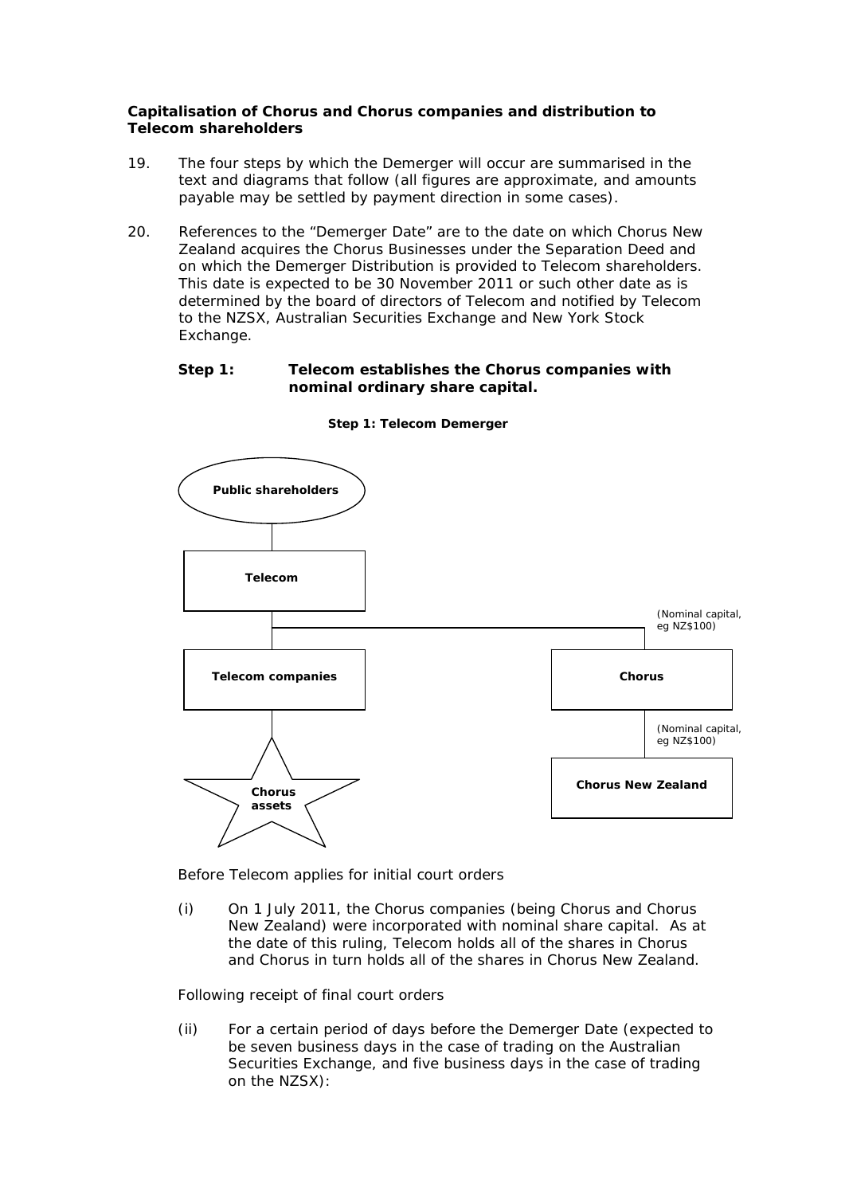**Capitalisation of Chorus and Chorus companies and distribution to Telecom shareholders**

19. The four steps by which the Demerger will occur are summarised in the text and diagrams that follow (all figures are approximate, and amounts payable may be settled by payment direction in some cases).

20. References to the "Demerger Date" are to the date on which Chorus New Zealand acquires the Chorus Businesses under the Separation Deed and on which the Demerger Distribution is provided to Telecom shareholders. This date is expected to be 30 November 2011 or such other date as is determined by the board of directors of Telecom and notified by Telecom to the NZSX, Australian Securities Exchange and New York Stock Exchange.

**Step 1: Telecom establishes the Chorus companies with nominal ordinary share capital.**

**Step 1: Telecom Demerger**

Public shareholders

Telecom

(Nominal capital, eg NZ$100)

Telecom companies

Chorus

(Nominal capital, eg NZ$100)

Chorus assets

Chorus New Zealand

Before Telecom applies for initial court orders

(i) On 1 July 2011, the Chorus companies (being Chorus and Chorus New Zealand) were incorporated with nominal share capital. As at the date of this ruling, Telecom holds all of the shares in Chorus and Chorus in turn holds all of the shares in Chorus New Zealand.

Following receipt of final court orders

(ii) For a certain period of days before the Demerger Date (expected to be seven business days in the case of trading on the Australian Securities Exchange, and five business days in the case of trading on the NZSX):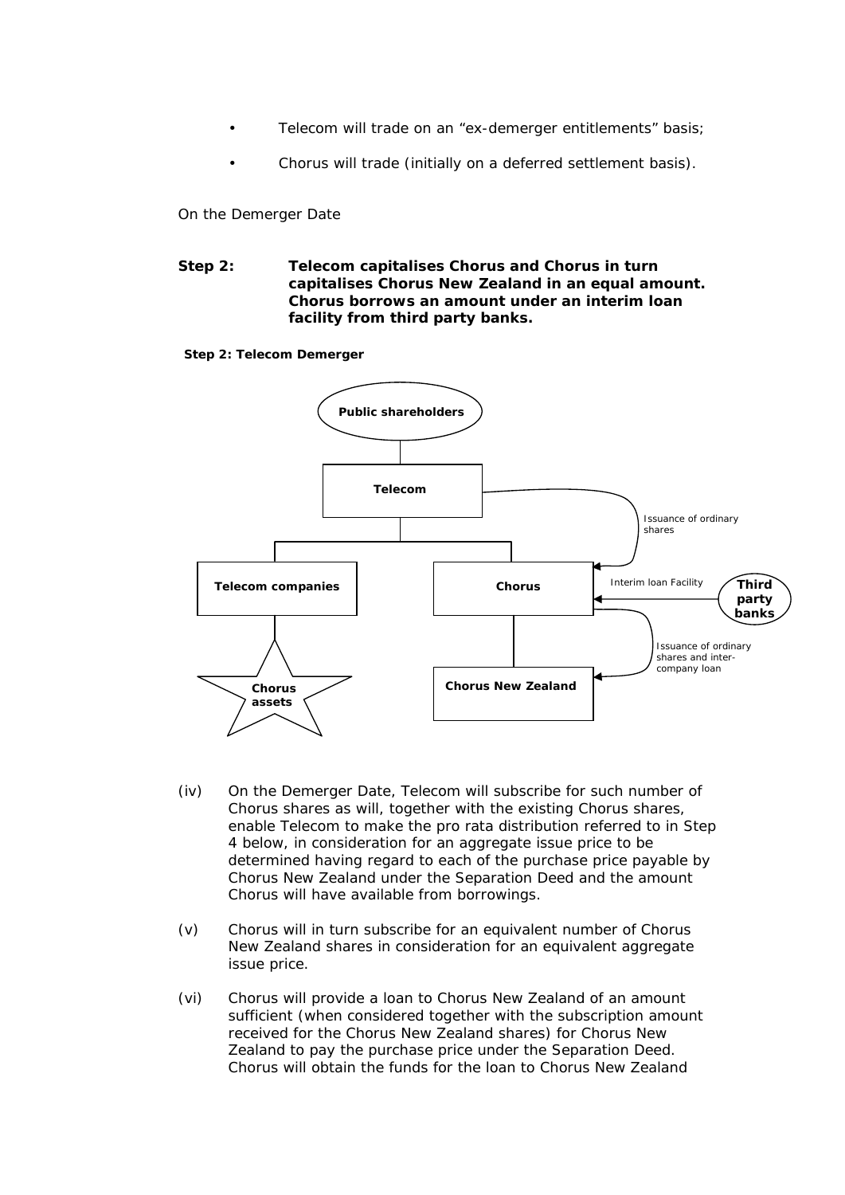- Telecom will trade on an "ex-demerger entitlements" basis;
- Chorus will trade (initially on a deferred settlement basis).

On the Demerger Date

**Step 2: Telecom capitalises Chorus and Chorus in turn capitalises Chorus New Zealand in an equal amount. Chorus borrows an amount under an interim loan facility from third party banks.**

**Step 2: Telecom Demerger**

(iv) On the Demerger Date, Telecom will subscribe for such number of Chorus shares as will, together with the existing Chorus shares, enable Telecom to make the pro rata distribution referred to in Step 4 below, in consideration for an aggregate issue price to be determined having regard to each of the purchase price payable by Chorus New Zealand under the Separation Deed and the amount Chorus will have available from borrowings.

(v) Chorus will in turn subscribe for an equivalent number of Chorus New Zealand shares in consideration for an equivalent aggregate issue price.

(vi) Chorus will provide a loan to Chorus New Zealand of an amount sufficient (when considered together with the subscription amount received for the Chorus New Zealand shares) for Chorus New Zealand to pay the purchase price under the Separation Deed. Chorus will obtain the funds for the loan to Chorus New Zealand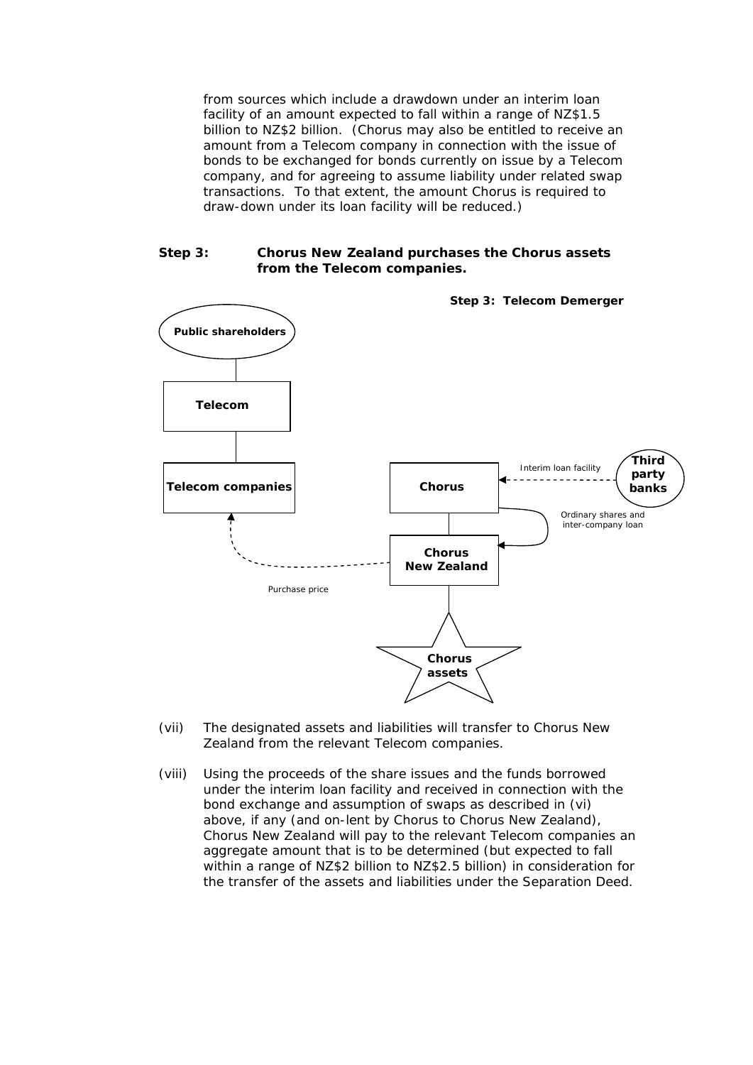from sources which include a drawdown under an interim loan facility of an amount expected to fall within a range of NZ$1.5 billion to NZ$2 billion. (Chorus may also be entitled to receive an amount from a Telecom company in connection with the issue of bonds to be exchanged for bonds currently on issue by a Telecom company, and for agreeing to assume liability under related swap transactions. To that extent, the amount Chorus is required to draw-down under its loan facility will be reduced.)

**Step 3: Chorus New Zealand purchases the Chorus assets from the Telecom companies.**

**Step 3: Telecom Demerger**

Public shareholders

Telecom

Telecom companies

Chorus

Interim loan facility

Third party banks

Ordinary shares and inter-company loan

Chorus New Zealand

Purchase price

Chorus assets

(vii) The designated assets and liabilities will transfer to Chorus New Zealand from the relevant Telecom companies.

(viii) Using the proceeds of the share issues and the funds borrowed under the interim loan facility and received in connection with the bond exchange and assumption of swaps as described in (vi) above, if any (and on-lent by Chorus to Chorus New Zealand), Chorus New Zealand will pay to the relevant Telecom companies an aggregate amount that is to be determined (but expected to fall within a range of NZ$2 billion to NZ$2.5 billion) in consideration for the transfer of the assets and liabilities under the Separation Deed.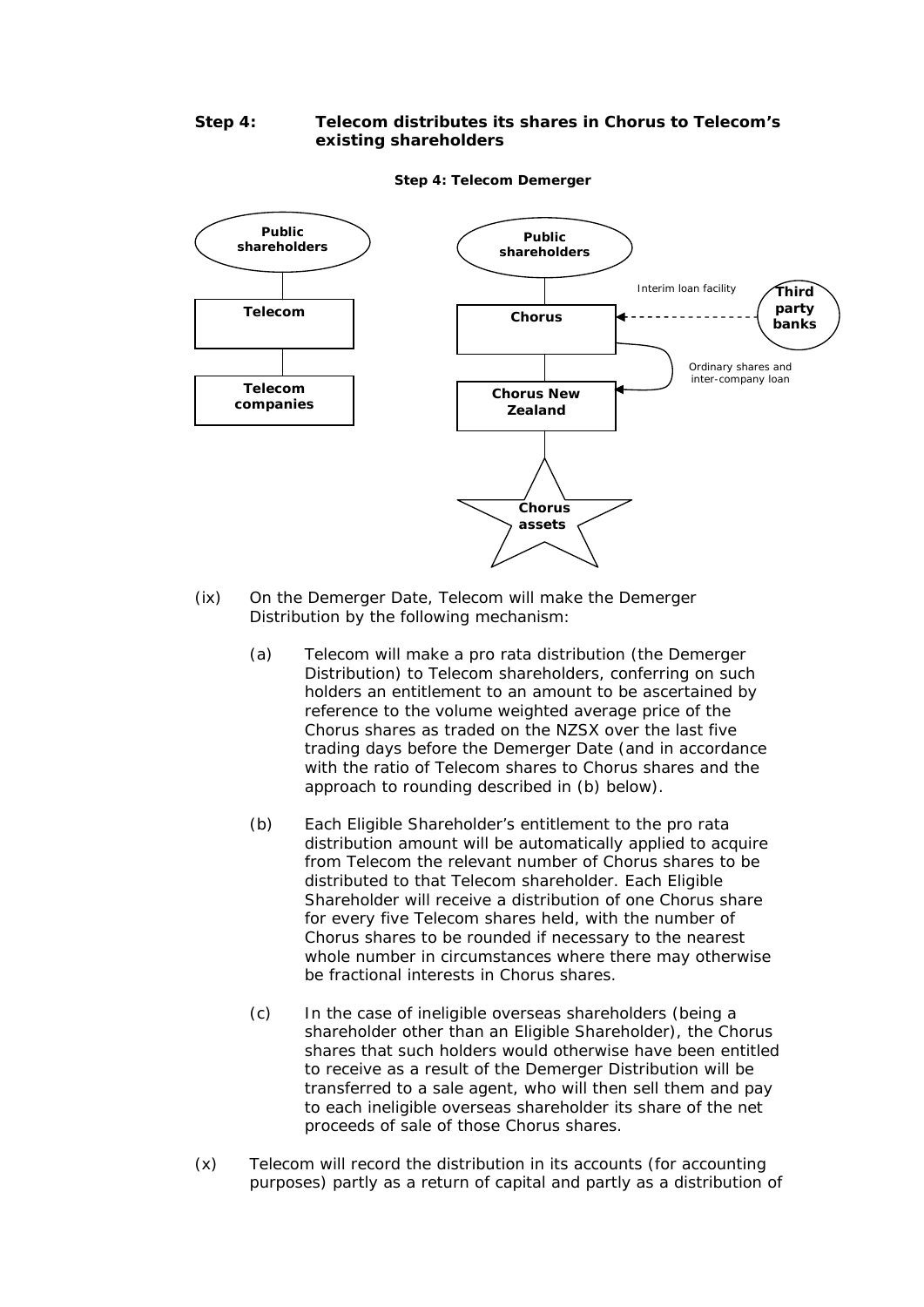**Step 4: Telecom distributes its shares in Chorus to Telecom's existing shareholders**

**Step 4: Telecom Demerger**

(ix) On the Demerger Date, Telecom will make the Demerger Distribution by the following mechanism:

(a) Telecom will make a pro rata distribution (the Demerger Distribution) to Telecom shareholders, conferring on such holders an entitlement to an amount to be ascertained by reference to the volume weighted average price of the Chorus shares as traded on the NZSX over the last five trading days before the Demerger Date (and in accordance with the ratio of Telecom shares to Chorus shares and the approach to rounding described in (b) below).

(b) Each Eligible Shareholder's entitlement to the pro rata distribution amount will be automatically applied to acquire from Telecom the relevant number of Chorus shares to be distributed to that Telecom shareholder. Each Eligible Shareholder will receive a distribution of one Chorus share for every five Telecom shares held, with the number of Chorus shares to be rounded if necessary to the nearest whole number in circumstances where there may otherwise be fractional interests in Chorus shares.

(c) In the case of ineligible overseas shareholders (being a shareholder other than an Eligible Shareholder), the Chorus shares that such holders would otherwise have been entitled to receive as a result of the Demerger Distribution will be transferred to a sale agent, who will then sell them and pay to each ineligible overseas shareholder its share of the net proceeds of sale of those Chorus shares.

(x) Telecom will record the distribution in its accounts (for accounting purposes) partly as a return of capital and partly as a distribution of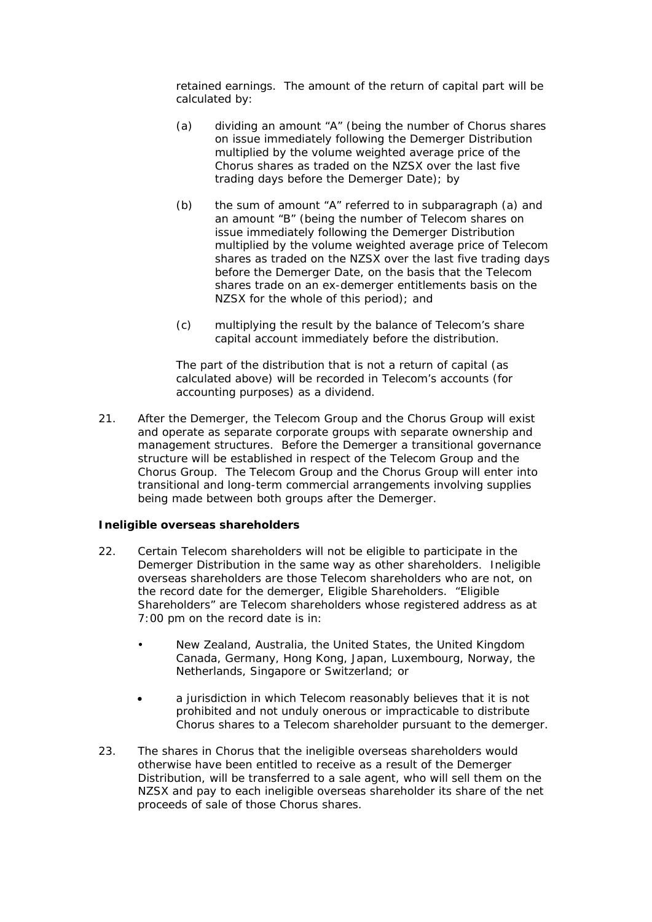retained earnings. The amount of the return of capital part will be calculated by:

(a) dividing an amount "A" (being the number of Chorus shares on issue immediately following the Demerger Distribution multiplied by the volume weighted average price of the Chorus shares as traded on the NZSX over the last five trading days before the Demerger Date); by

(b) the sum of amount "A" referred to in subparagraph (a) and an amount "B" (being the number of Telecom shares on issue immediately following the Demerger Distribution multiplied by the volume weighted average price of Telecom shares as traded on the NZSX over the last five trading days before the Demerger Date, on the basis that the Telecom shares trade on an ex-demerger entitlements basis on the NZSX for the whole of this period); and

(c) multiplying the result by the balance of Telecom's share capital account immediately before the distribution.

The part of the distribution that is not a return of capital (as calculated above) will be recorded in Telecom's accounts (for accounting purposes) as a dividend.

21. After the Demerger, the Telecom Group and the Chorus Group will exist and operate as separate corporate groups with separate ownership and management structures. Before the Demerger a transitional governance structure will be established in respect of the Telecom Group and the Chorus Group. The Telecom Group and the Chorus Group will enter into transitional and long-term commercial arrangements involving supplies being made between both groups after the Demerger.

**Ineligible overseas shareholders**

22. Certain Telecom shareholders will not be eligible to participate in the Demerger Distribution in the same way as other shareholders. Ineligible overseas shareholders are those Telecom shareholders who are not, on the record date for the demerger, Eligible Shareholders. "Eligible Shareholders" are Telecom shareholders whose registered address as at 7:00 pm on the record date is in:

- New Zealand, Australia, the United States, the United Kingdom Canada, Germany, Hong Kong, Japan, Luxembourg, Norway, the Netherlands, Singapore or Switzerland; or
- a jurisdiction in which Telecom reasonably believes that it is not prohibited and not unduly onerous or impracticable to distribute Chorus shares to a Telecom shareholder pursuant to the demerger.

23. The shares in Chorus that the ineligible overseas shareholders would otherwise have been entitled to receive as a result of the Demerger Distribution, will be transferred to a sale agent, who will sell them on the NZSX and pay to each ineligible overseas shareholder its share of the net proceeds of sale of those Chorus shares.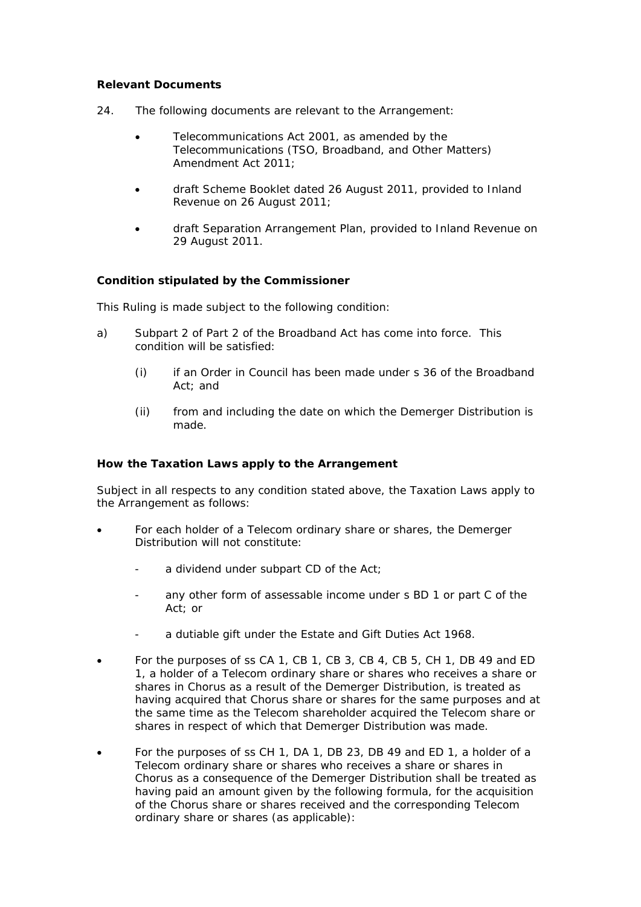**Relevant Documents**

24. The following documents are relevant to the Arrangement:

- Telecommunications Act 2001, as amended by the Telecommunications (TSO, Broadband, and Other Matters) Amendment Act 2011;
- draft Scheme Booklet dated 26 August 2011, provided to Inland Revenue on 26 August 2011;
- draft Separation Arrangement Plan, provided to Inland Revenue on 29 August 2011.

**Condition stipulated by the Commissioner**

This Ruling is made subject to the following condition:

a) Subpart 2 of Part 2 of the Broadband Act has come into force. This condition will be satisfied:

   (i) if an Order in Council has been made under s 36 of the Broadband Act; and

   (ii) from and including the date on which the Demerger Distribution is made.

**How the Taxation Laws apply to the Arrangement**

Subject in all respects to any condition stated above, the Taxation Laws apply to the Arrangement as follows:

- For each holder of a Telecom ordinary share or shares, the Demerger Distribution will not constitute:
  - a dividend under subpart CD of the Act;
  - any other form of assessable income under s BD 1 or part C of the Act; or
  - a dutiable gift under the Estate and Gift Duties Act 1968.
- For the purposes of ss CA 1, CB 1, CB 3, CB 4, CB 5, CH 1, DB 49 and ED 1, a holder of a Telecom ordinary share or shares who receives a share or shares in Chorus as a result of the Demerger Distribution, is treated as having acquired that Chorus share or shares for the same purposes and at the same time as the Telecom shareholder acquired the Telecom share or shares in respect of which that Demerger Distribution was made.
- For the purposes of ss CH 1, DA 1, DB 23, DB 49 and ED 1, a holder of a Telecom ordinary share or shares who receives a share or shares in Chorus as a consequence of the Demerger Distribution shall be treated as having paid an amount given by the following formula, for the acquisition of the Chorus share or shares received and the corresponding Telecom ordinary share or shares (as applicable):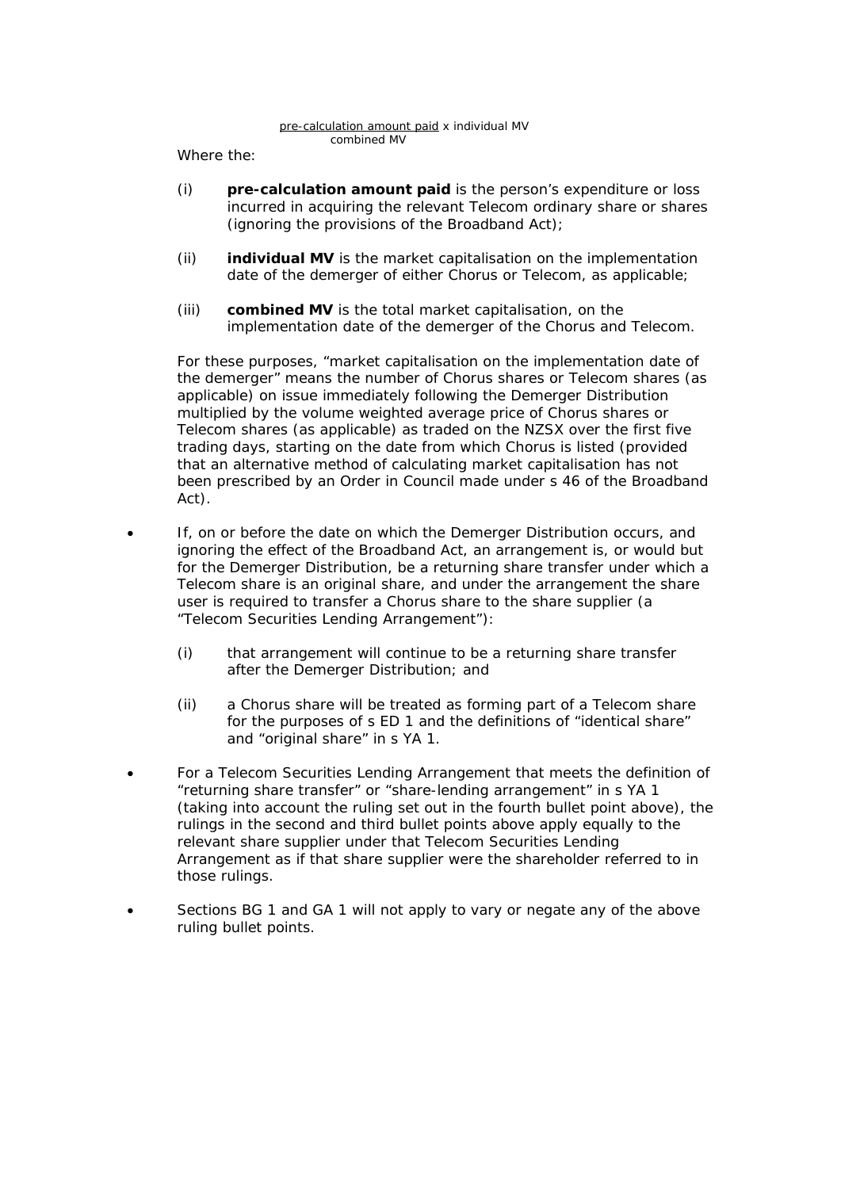$$\frac{\text{pre-calculation amount paid} \times \text{individual MV}}{\text{combined MV}}$$

Where the:

(i) **pre-calculation amount paid** is the person's expenditure or loss incurred in acquiring the relevant Telecom ordinary share or shares (ignoring the provisions of the Broadband Act);

(ii) **individual MV** is the market capitalisation on the implementation date of the demerger of either Chorus or Telecom, as applicable;

(iii) **combined MV** is the total market capitalisation, on the implementation date of the demerger of the Chorus and Telecom.

For these purposes, "market capitalisation on the implementation date of the demerger" means the number of Chorus shares or Telecom shares (as applicable) on issue immediately following the Demerger Distribution multiplied by the volume weighted average price of Chorus shares or Telecom shares (as applicable) as traded on the NZSX over the first five trading days, starting on the date from which Chorus is listed (provided that an alternative method of calculating market capitalisation has not been prescribed by an Order in Council made under s 46 of the Broadband Act).

- If, on or before the date on which the Demerger Distribution occurs, and ignoring the effect of the Broadband Act, an arrangement is, or would but for the Demerger Distribution, be a returning share transfer under which a Telecom share is an original share, and under the arrangement the share user is required to transfer a Chorus share to the share supplier (a "Telecom Securities Lending Arrangement"):

  (i) that arrangement will continue to be a returning share transfer after the Demerger Distribution; and

  (ii) a Chorus share will be treated as forming part of a Telecom share for the purposes of s ED 1 and the definitions of "identical share" and "original share" in s YA 1.

- For a Telecom Securities Lending Arrangement that meets the definition of "returning share transfer" or "share-lending arrangement" in s YA 1 (taking into account the ruling set out in the fourth bullet point above), the rulings in the second and third bullet points above apply equally to the relevant share supplier under that Telecom Securities Lending Arrangement as if that share supplier were the shareholder referred to in those rulings.

- Sections BG 1 and GA 1 will not apply to vary or negate any of the above ruling bullet points.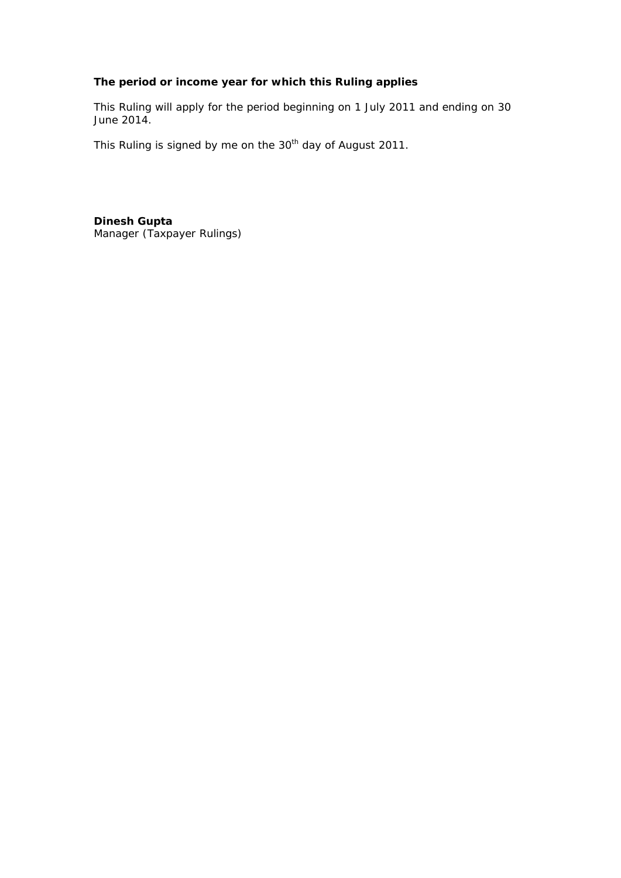**The period or income year for which this Ruling applies**

This Ruling will apply for the period beginning on 1 July 2011 and ending on 30 June 2014.

This Ruling is signed by me on the 30th day of August 2011.

**Dinesh Gupta**
Manager (Taxpayer Rulings)